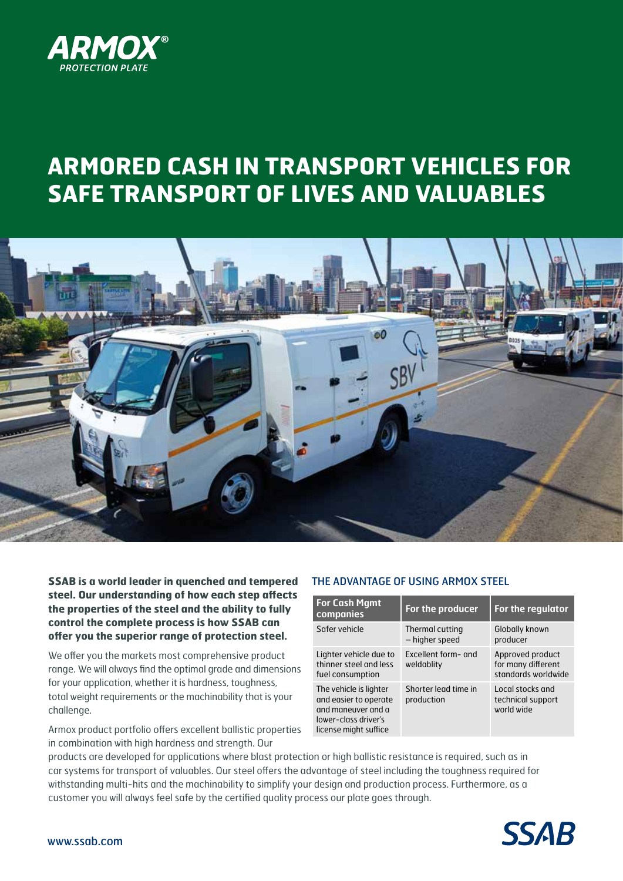ARMOX®
*PROTECTION PLATE*

# ARMORED CASH IN TRANSPORT VEHICLES FOR SAFE TRANSPORT OF LIVES AND VALUABLES

**SSAB is a world leader in quenched and tempered steel. Our understanding of how each step affects the properties of the steel and the ability to fully control the complete process is how SSAB can offer you the superior range of protection steel.**

We offer you the markets most comprehensive product range. We will always find the optimal grade and dimensions for your application, whether it is hardness, toughness, total weight requirements or the machinability that is your challenge.

Armox product portfolio offers excellent ballistic properties in combination with high hardness and strength. Our products are developed for applications where blast protection or high ballistic resistance is required, such as in car systems for transport of valuables. Our steel offers the advantage of steel including the toughness required for withstanding multi-hits and the machinability to simplify your design and production process. Furthermore, as a customer you will always feel safe by the certified quality process our plate goes through.

## THE ADVANTAGE OF USING ARMOX STEEL

| For Cash Mgmt companies | For the producer | For the regulator |
|---|---|---|
| Safer vehicle | Thermal cutting – higher speed | Globally known producer |
| Lighter vehicle due to thinner steel and less fuel consumption | Excellent form- and weldablity | Approved product for many different standards worldwide |
| The vehicle is lighter and easier to operate and maneuver and a lower-class driver's license might suffice | Shorter lead time in production | Local stocks and technical support world wide |

www.ssab.com

SSAB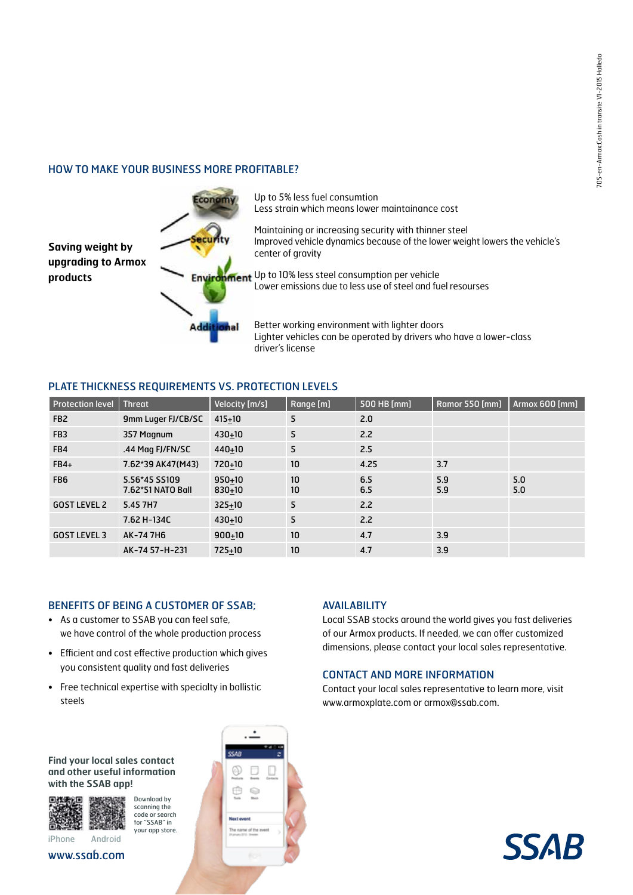## HOW TO MAKE YOUR BUSINESS MORE PROFITABLE?

**Saving weight by upgrading to Armox products**

Economy
Up to 5% less fuel consumtion
Less strain which means lower maintainance cost

Security
Maintaining or increasing security with thinner steel
Improved vehicle dynamics because of the lower weight lowers the vehicle's center of gravity

Environment
Up to 10% less steel consumption per vehicle
Lower emissions due to less use of steel and fuel resourses

Additional
Better working environment with lighter doors
Lighter vehicles can be operated by drivers who have a lower-class driver's license

## PLATE THICKNESS REQUIREMENTS VS. PROTECTION LEVELS

| Protection level | Threat | Velocity [m/s] | Range [m] | 500 HB [mm] | Ramor 550 [mm] | Armox 600 [mm] |
|---|---|---|---|---|---|---|
| FB2 | 9mm Luger FJ/CB/SC | 415±10 | 5 | 2.0 | | |
| FB3 | 357 Magnum | 430±10 | 5 | 2.2 | | |
| FB4 | .44 Mag FJ/FN/SC | 440±10 | 5 | 2.5 | | |
| FB4+ | 7.62*39 AK47(M43) | 720±10 | 10 | 4.25 | 3.7 | |
| FB6 | 5.56*45 SS109<br>7.62*51 NATO Ball | 950±10<br>830±10 | 10<br>10 | 6.5<br>6.5 | 5.9<br>5.9 | 5.0<br>5.0 |
| GOST LEVEL 2 | 5.45 7H7 | 325±10 | 5 | 2.2 | | |
| | 7.62 H-134C | 430±10 | 5 | 2.2 | | |
| GOST LEVEL 3 | AK-74 7H6 | 900±10 | 10 | 4.7 | 3.9 | |
| | AK-74 57-H-231 | 725±10 | 10 | 4.7 | 3.9 | |

## BENEFITS OF BEING A CUSTOMER OF SSAB;

- As a customer to SSAB you can feel safe, we have control of the whole production process
- Efficient and cost effective production which gives you consistent quality and fast deliveries
- Free technical expertise with specialty in ballistic steels

## AVAILABILITY

Local SSAB stocks around the world gives you fast deliveries of our Armox products. If needed, we can offer customized dimensions, please contact your local sales representative.

## CONTACT AND MORE INFORMATION

Contact your local sales representative to learn more, visit www.armoxplate.com or armox@ssab.com.

**Find your local sales contact and other useful information with the SSAB app!**

iPhone Android

Download by scanning the code or search for "SSAB" in your app store.

www.ssab.com

705-en-Armox:Cash in transite V1-2015 Halledo